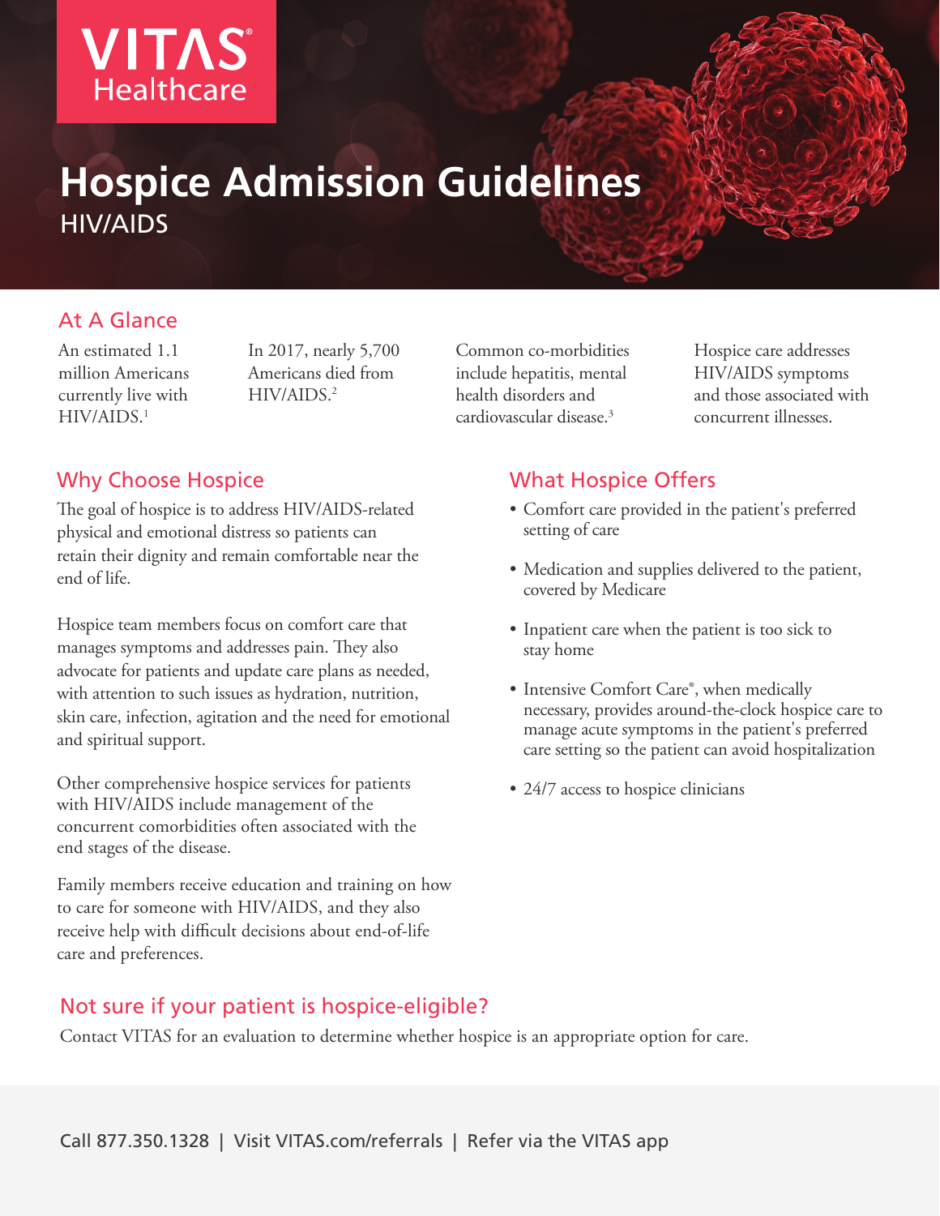VITAS® Healthcare

# Hospice Admission Guidelines

HIV/AIDS

## At A Glance

An estimated 1.1 million Americans currently live with HIV/AIDS.[1]

In 2017, nearly 5,700 Americans died from HIV/AIDS.[2]

Common co-morbidities include hepatitis, mental health disorders and cardiovascular disease.[3]

Hospice care addresses HIV/AIDS symptoms and those associated with concurrent illnesses.

## Why Choose Hospice

The goal of hospice is to address HIV/AIDS-related physical and emotional distress so patients can retain their dignity and remain comfortable near the end of life.

Hospice team members focus on comfort care that manages symptoms and addresses pain. They also advocate for patients and update care plans as needed, with attention to such issues as hydration, nutrition, skin care, infection, agitation and the need for emotional and spiritual support.

Other comprehensive hospice services for patients with HIV/AIDS include management of the concurrent comorbidities often associated with the end stages of the disease.

Family members receive education and training on how to care for someone with HIV/AIDS, and they also receive help with difficult decisions about end-of-life care and preferences.

## What Hospice Offers

- Comfort care provided in the patient's preferred setting of care
- Medication and supplies delivered to the patient, covered by Medicare
- Inpatient care when the patient is too sick to stay home
- Intensive Comfort Care®, when medically necessary, provides around-the-clock hospice care to manage acute symptoms in the patient's preferred care setting so the patient can avoid hospitalization
- 24/7 access to hospice clinicians

## Not sure if your patient is hospice-eligible?

Contact VITAS for an evaluation to determine whether hospice is an appropriate option for care.

Call 877.350.1328 | Visit VITAS.com/referrals | Refer via the VITAS app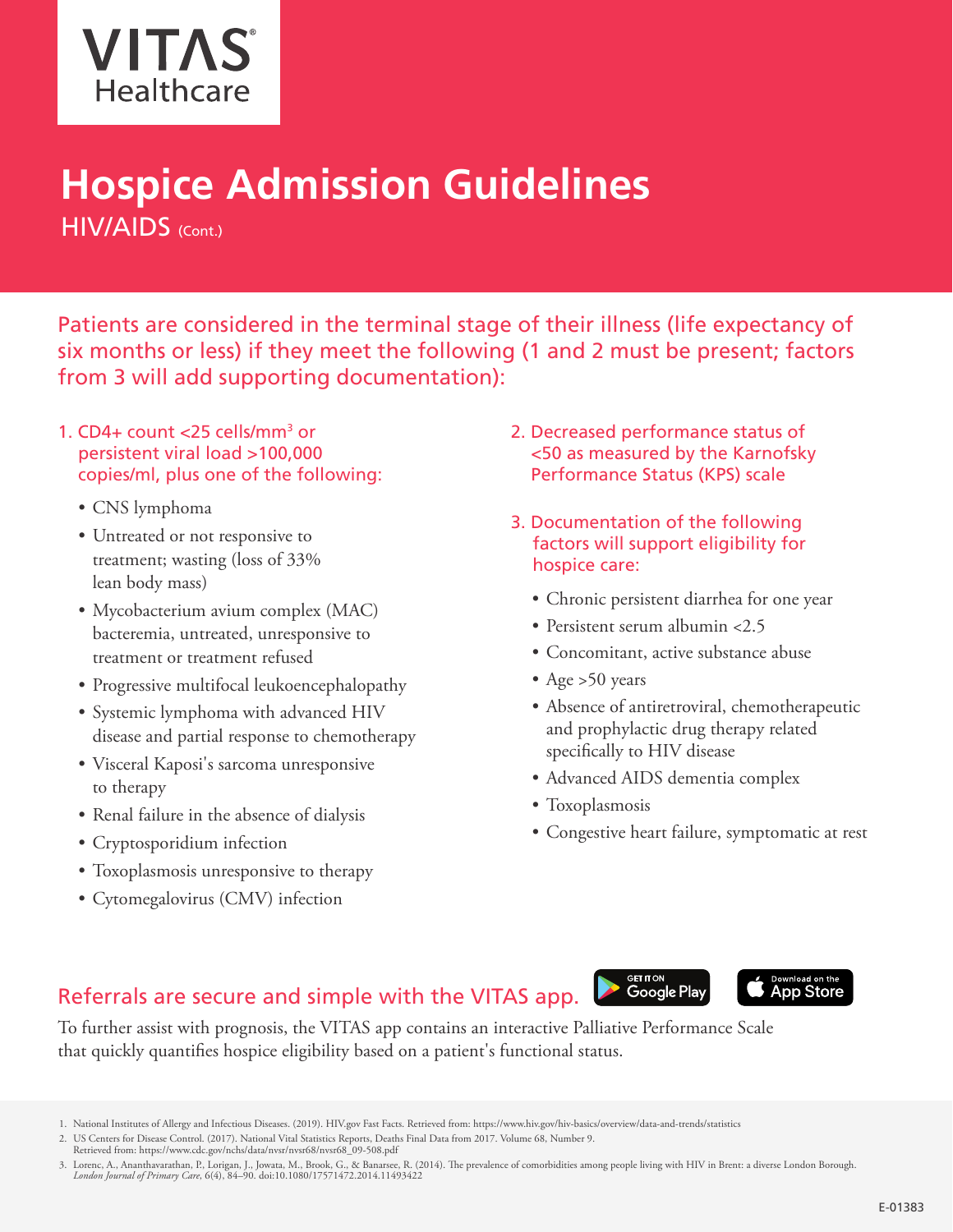VITAS® Healthcare

# Hospice Admission Guidelines

## HIV/AIDS (Cont.)

Patients are considered in the terminal stage of their illness (life expectancy of six months or less) if they meet the following (1 and 2 must be present; factors from 3 will add supporting documentation):

1. CD4+ count <25 cells/mm$^3$ or persistent viral load >100,000 copies/ml, plus one of the following:
   - CNS lymphoma
   - Untreated or not responsive to treatment; wasting (loss of 33% lean body mass)
   - Mycobacterium avium complex (MAC) bacteremia, untreated, unresponsive to treatment or treatment refused
   - Progressive multifocal leukoencephalopathy
   - Systemic lymphoma with advanced HIV disease and partial response to chemotherapy
   - Visceral Kaposi's sarcoma unresponsive to therapy
   - Renal failure in the absence of dialysis
   - Cryptosporidium infection
   - Toxoplasmosis unresponsive to therapy
   - Cytomegalovirus (CMV) infection

2. Decreased performance status of <50 as measured by the Karnofsky Performance Status (KPS) scale

3. Documentation of the following factors will support eligibility for hospice care:
   - Chronic persistent diarrhea for one year
   - Persistent serum albumin <2.5
   - Concomitant, active substance abuse
   - Age >50 years
   - Absence of antiretroviral, chemotherapeutic and prophylactic drug therapy related specifically to HIV disease
   - Advanced AIDS dementia complex
   - Toxoplasmosis
   - Congestive heart failure, symptomatic at rest

## Referrals are secure and simple with the VITAS app.

GET IT ON Google Play | Download on the App Store

To further assist with prognosis, the VITAS app contains an interactive Palliative Performance Scale that quickly quantifies hospice eligibility based on a patient's functional status.

1. National Institutes of Allergy and Infectious Diseases. (2019). HIV.gov Fast Facts. Retrieved from: https://www.hiv.gov/hiv-basics/overview/data-and-trends/statistics
2. US Centers for Disease Control. (2017). National Vital Statistics Reports, Deaths Final Data from 2017. Volume 68, Number 9. Retrieved from: https://www.cdc.gov/nchs/data/nvsr/nvsr68/nvsr68_09-508.pdf
3. Lorenc, A., Ananthavarathan, P., Lorigan, J., Jowata, M., Brook, G., & Banarsee, R. (2014). The prevalence of comorbidities among people living with HIV in Brent: a diverse London Borough. *London Journal of Primary Care*, 6(4), 84–90. doi:10.1080/17571472.2014.11493422

E-01383